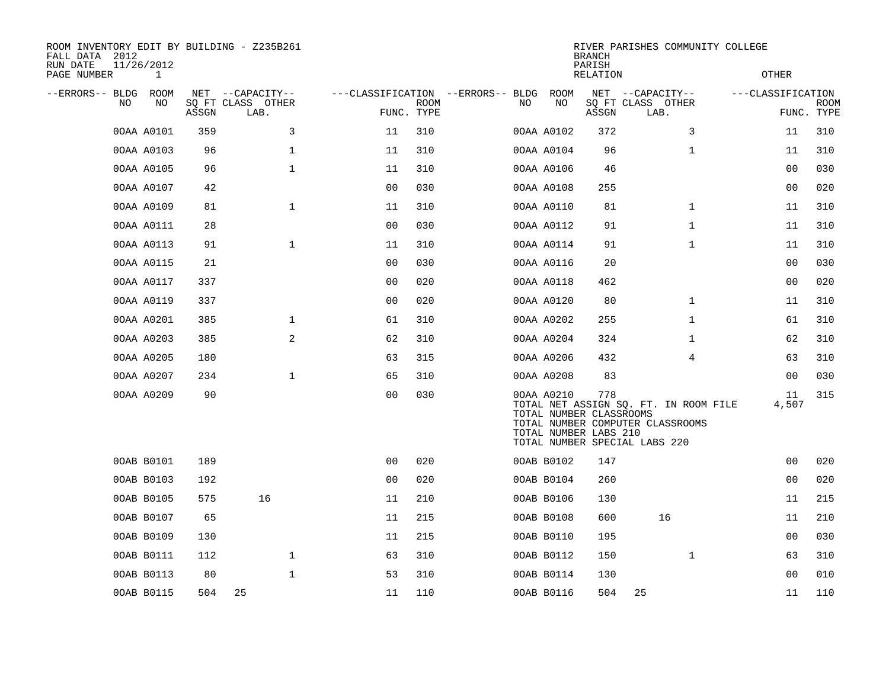ROOM INVENTORY EDIT BY BUILDING - Z235B261
FALL DATA 2012
RUN DATE 11/26/2012
PAGE NUMBER 1

RIVER PARISHES COMMUNITY COLLEGE
BRANCH
PARISH
RELATION
OTHER

| --ERRORS-- | BLDG NO | ROOM NO | NET SQ FT ASSGN | CAPACITY CLASS | CAPACITY OTHER LAB. | CLASSIFICATION FUNC. | ROOM TYPE | --ERRORS-- | BLDG NO | ROOM NO | NET SQ FT ASSGN | CAPACITY CLASS | CAPACITY OTHER LAB. | CLASSIFICATION FUNC. | ROOM TYPE |
|---|---|---|---|---|---|---|---|---|---|---|---|---|---|---|---|
| | 00AA | A0101 | 359 | | 3 | 11 | 310 | | 00AA | A0102 | 372 | | 3 | 11 | 310 |
| | 00AA | A0103 | 96 | | 1 | 11 | 310 | | 00AA | A0104 | 96 | | 1 | 11 | 310 |
| | 00AA | A0105 | 96 | | 1 | 11 | 310 | | 00AA | A0106 | 46 | | | 00 | 030 |
| | 00AA | A0107 | 42 | | | 00 | 030 | | 00AA | A0108 | 255 | | | 00 | 020 |
| | 00AA | A0109 | 81 | | 1 | 11 | 310 | | 00AA | A0110 | 81 | | 1 | 11 | 310 |
| | 00AA | A0111 | 28 | | | 00 | 030 | | 00AA | A0112 | 91 | | 1 | 11 | 310 |
| | 00AA | A0113 | 91 | | 1 | 11 | 310 | | 00AA | A0114 | 91 | | 1 | 11 | 310 |
| | 00AA | A0115 | 21 | | | 00 | 030 | | 00AA | A0116 | 20 | | | 00 | 030 |
| | 00AA | A0117 | 337 | | | 00 | 020 | | 00AA | A0118 | 462 | | | 00 | 020 |
| | 00AA | A0119 | 337 | | | 00 | 020 | | 00AA | A0120 | 80 | | 1 | 11 | 310 |
| | 00AA | A0201 | 385 | | 1 | 61 | 310 | | 00AA | A0202 | 255 | | 1 | 61 | 310 |
| | 00AA | A0203 | 385 | | 2 | 62 | 310 | | 00AA | A0204 | 324 | | 1 | 62 | 310 |
| | 00AA | A0205 | 180 | | | 63 | 315 | | 00AA | A0206 | 432 | | 4 | 63 | 310 |
| | 00AA | A0207 | 234 | | 1 | 65 | 310 | | 00AA | A0208 | 83 | | | 00 | 030 |
| | 00AA | A0209 | 90 | | | 00 | 030 | | 00AA | A0210 | 778 | | | 11 | 315 |
| | | | | | | | | | | TOTAL NET ASSIGN SQ. FT. IN ROOM FILE | 4,507 | | | | |
| | | | | | | | | | | TOTAL NUMBER CLASSROOMS | | | | | |
| | | | | | | | | | | TOTAL NUMBER COMPUTER CLASSROOMS | | | | | |
| | | | | | | | | | | TOTAL NUMBER LABS 210 | | | | | |
| | | | | | | | | | | TOTAL NUMBER SPECIAL LABS 220 | | | | | |
| | 00AB | B0101 | 189 | | | 00 | 020 | | 00AB | B0102 | 147 | | | 00 | 020 |
| | 00AB | B0103 | 192 | | | 00 | 020 | | 00AB | B0104 | 260 | | | 00 | 020 |
| | 00AB | B0105 | 575 | 16 | | 11 | 210 | | 00AB | B0106 | 130 | | | 11 | 215 |
| | 00AB | B0107 | 65 | | | 11 | 215 | | 00AB | B0108 | 600 | 16 | | 11 | 210 |
| | 00AB | B0109 | 130 | | | 11 | 215 | | 00AB | B0110 | 195 | | | 00 | 030 |
| | 00AB | B0111 | 112 | | 1 | 63 | 310 | | 00AB | B0112 | 150 | | 1 | 63 | 310 |
| | 00AB | B0113 | 80 | | 1 | 53 | 310 | | 00AB | B0114 | 130 | | | 00 | 010 |
| | 00AB | B0115 | 504 | 25 | | 11 | 110 | | 00AB | B0116 | 504 | 25 | | 11 | 110 |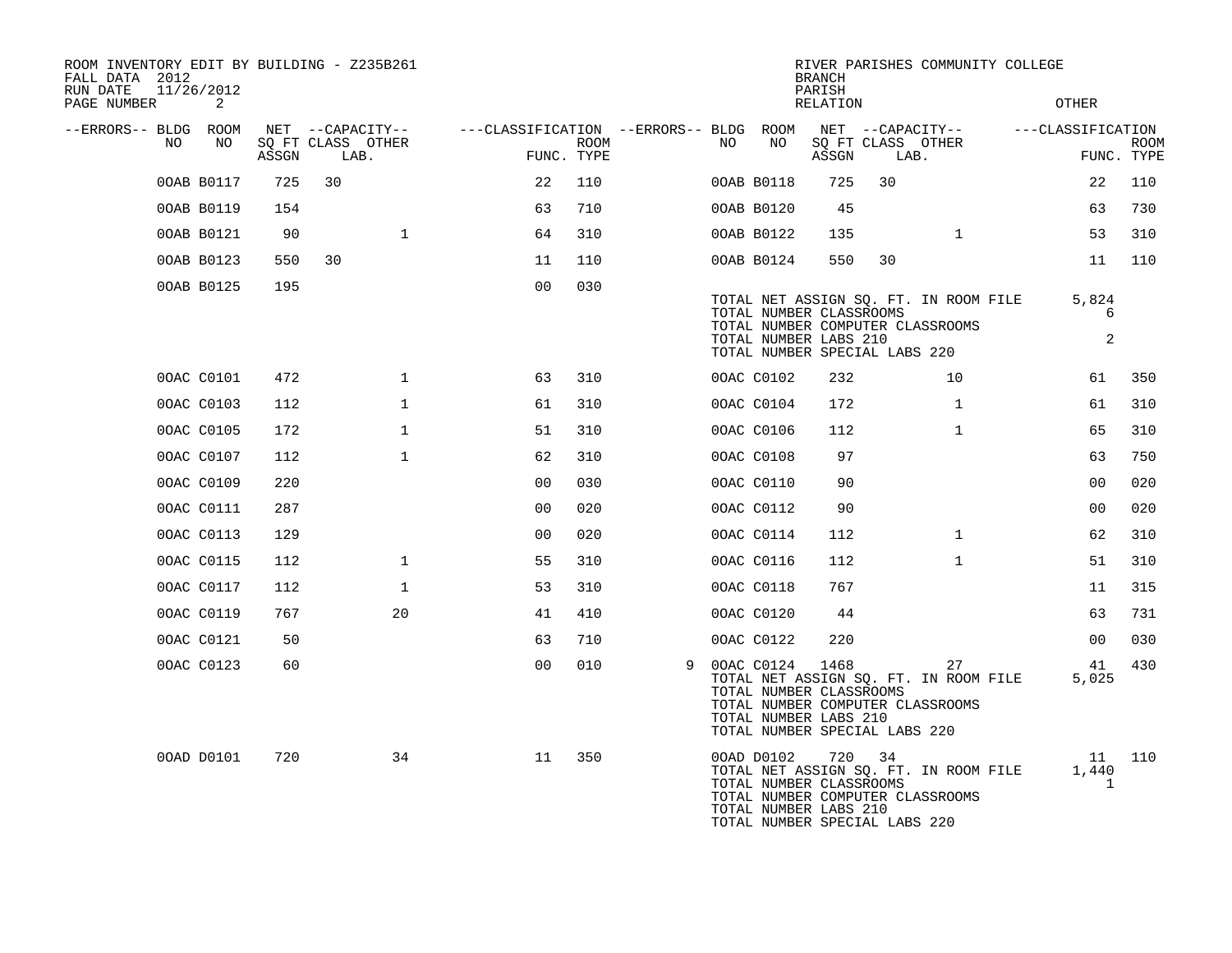ROOM INVENTORY EDIT BY BUILDING - Z235B261
FALL DATA 2012
RUN DATE 11/26/2012

RIVER PARISHES COMMUNITY COLLEGE
BRANCH
PARISH
RELATION
OTHER

| --ERRORS-- | BLDG NO | ROOM NO | NET SQ FT ASSGN | --CAPACITY-- CLASS | LAB. | OTHER | ---CLASSIFICATION FUNC. | ROOM TYPE | --ERRORS-- | BLDG NO | ROOM NO | NET SQ FT ASSGN | --CAPACITY-- CLASS | LAB. | OTHER | ---CLASSIFICATION FUNC. | ROOM TYPE |
|---|---|---|---|---|---|---|---|---|---|---|---|---|---|---|---|---|---|
| | 00AB | B0117 | 725 | 30 | | | 22 | 110 | | 00AB | B0118 | 725 | 30 | | | 22 | 110 |
| | 00AB | B0119 | 154 | | | | 63 | 710 | | 00AB | B0120 | 45 | | | | 63 | 730 |
| | 00AB | B0121 | 90 | | | 1 | 64 | 310 | | 00AB | B0122 | 135 | | | 1 | 53 | 310 |
| | 00AB | B0123 | 550 | 30 | | | 11 | 110 | | 00AB | B0124 | 550 | 30 | | | 11 | 110 |
| | 00AB | B0125 | 195 | | | | 00 | 030 | | | | | | | | | |

TOTAL NET ASSIGN SQ. FT. IN ROOM FILE 5,824
TOTAL NUMBER CLASSROOMS 6
TOTAL NUMBER COMPUTER CLASSROOMS
TOTAL NUMBER LABS 210 2
TOTAL NUMBER SPECIAL LABS 220

| --ERRORS-- | BLDG NO | ROOM NO | NET SQ FT ASSGN | --CAPACITY-- CLASS | LAB. | OTHER | ---CLASSIFICATION FUNC. | ROOM TYPE | --ERRORS-- | BLDG NO | ROOM NO | NET SQ FT ASSGN | --CAPACITY-- CLASS | LAB. | OTHER | ---CLASSIFICATION FUNC. | ROOM TYPE |
|---|---|---|---|---|---|---|---|---|---|---|---|---|---|---|---|---|---|
| | 00AC | C0101 | 472 | | | 1 | 63 | 310 | | 00AC | C0102 | 232 | | | 10 | 61 | 350 |
| | 00AC | C0103 | 112 | | | 1 | 61 | 310 | | 00AC | C0104 | 172 | | | 1 | 61 | 310 |
| | 00AC | C0105 | 172 | | | 1 | 51 | 310 | | 00AC | C0106 | 112 | | | 1 | 65 | 310 |
| | 00AC | C0107 | 112 | | | 1 | 62 | 310 | | 00AC | C0108 | 97 | | | | 63 | 750 |
| | 00AC | C0109 | 220 | | | | 00 | 030 | | 00AC | C0110 | 90 | | | | 00 | 020 |
| | 00AC | C0111 | 287 | | | | 00 | 020 | | 00AC | C0112 | 90 | | | | 00 | 020 |
| | 00AC | C0113 | 129 | | | | 00 | 020 | | 00AC | C0114 | 112 | | | 1 | 62 | 310 |
| | 00AC | C0115 | 112 | | | 1 | 55 | 310 | | 00AC | C0116 | 112 | | | 1 | 51 | 310 |
| | 00AC | C0117 | 112 | | | 1 | 53 | 310 | | 00AC | C0118 | 767 | | | | 11 | 315 |
| | 00AC | C0119 | 767 | | | 20 | 41 | 410 | | 00AC | C0120 | 44 | | | | 63 | 731 |
| | 00AC | C0121 | 50 | | | | 63 | 710 | | 00AC | C0122 | 220 | | | | 00 | 030 |
| | 00AC | C0123 | 60 | | | | 00 | 010 | 9 | 00AC | C0124 | 1468 | | | 27 | 41 | 430 |

TOTAL NET ASSIGN SQ. FT. IN ROOM FILE 5,025
TOTAL NUMBER CLASSROOMS
TOTAL NUMBER COMPUTER CLASSROOMS
TOTAL NUMBER LABS 210
TOTAL NUMBER SPECIAL LABS 220

| --ERRORS-- | BLDG NO | ROOM NO | NET SQ FT ASSGN | --CAPACITY-- CLASS | LAB. | OTHER | ---CLASSIFICATION FUNC. | ROOM TYPE | --ERRORS-- | BLDG NO | ROOM NO | NET SQ FT ASSGN | --CAPACITY-- CLASS | LAB. | OTHER | ---CLASSIFICATION FUNC. | ROOM TYPE |
|---|---|---|---|---|---|---|---|---|---|---|---|---|---|---|---|---|---|
| | 00AD | D0101 | 720 | | | 34 | 11 | 350 | | 00AD | D0102 | 720 | 34 | | | 11 | 110 |

TOTAL NET ASSIGN SQ. FT. IN ROOM FILE 1,440
TOTAL NUMBER CLASSROOMS 1
TOTAL NUMBER COMPUTER CLASSROOMS
TOTAL NUMBER LABS 210
TOTAL NUMBER SPECIAL LABS 220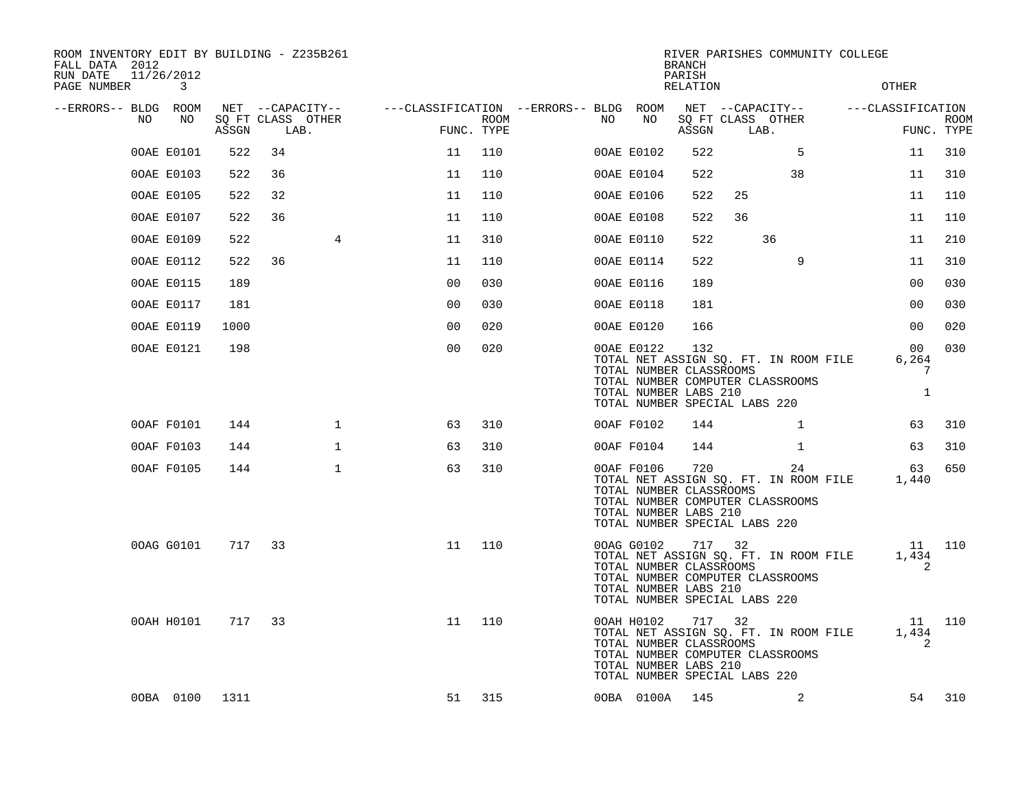ROOM INVENTORY EDIT BY BUILDING - Z235B261
FALL DATA 2012
RUN DATE 11/26/2012

RIVER PARISHES COMMUNITY COLLEGE
BRANCH
PARISH
RELATION
OTHER

| --ERRORS-- | BLDG NO | ROOM NO | NET SQ FT ASSGN | CAPACITY CLASS | CAPACITY LAB. | CAPACITY OTHER | CLASSIFICATION FUNC. | ROOM TYPE | --ERRORS-- | BLDG NO | ROOM NO | NET SQ FT ASSGN | CAPACITY CLASS | CAPACITY LAB. | CAPACITY OTHER | CLASSIFICATION FUNC. | ROOM TYPE |
|---|---|---|---|---|---|---|---|---|---|---|---|---|---|---|---|---|---|
| | 0OAE | E0101 | 522 | 34 | | | 11 | 110 | | 0OAE | E0102 | 522 | | | 5 | 11 | 310 |
| | 0OAE | E0103 | 522 | 36 | | | 11 | 110 | | 0OAE | E0104 | 522 | | | 38 | 11 | 310 |
| | 0OAE | E0105 | 522 | 32 | | | 11 | 110 | | 0OAE | E0106 | 522 | 25 | | | 11 | 110 |
| | 0OAE | E0107 | 522 | 36 | | | 11 | 110 | | 0OAE | E0108 | 522 | 36 | | | 11 | 110 |
| | 0OAE | E0109 | 522 | | | 4 | 11 | 310 | | 0OAE | E0110 | 522 | | 36 | | 11 | 210 |
| | 0OAE | E0112 | 522 | 36 | | | 11 | 110 | | 0OAE | E0114 | 522 | | | 9 | 11 | 310 |
| | 0OAE | E0115 | 189 | | | | 00 | 030 | | 0OAE | E0116 | 189 | | | | 00 | 030 |
| | 0OAE | E0117 | 181 | | | | 00 | 030 | | 0OAE | E0118 | 181 | | | | 00 | 030 |
| | 0OAE | E0119 | 1000 | | | | 00 | 020 | | 0OAE | E0120 | 166 | | | | 00 | 020 |
| | 0OAE | E0121 | 198 | | | | 00 | 020 | | 0OAE | E0122 | 132 | | | | 00 | 030 |
| | | | | | | | | | | | TOTAL NET ASSIGN SQ. FT. IN ROOM FILE | | | | | 6,264 | |
| | | | | | | | | | | | TOTAL NUMBER CLASSROOMS | | | | | 7 | |
| | | | | | | | | | | | TOTAL NUMBER COMPUTER CLASSROOMS | | | | | | |
| | | | | | | | | | | | TOTAL NUMBER LABS 210 | | | | | 1 | |
| | | | | | | | | | | | TOTAL NUMBER SPECIAL LABS 220 | | | | | | |
| | 0OAF | F0101 | 144 | | | 1 | 63 | 310 | | 0OAF | F0102 | 144 | | | 1 | 63 | 310 |
| | 0OAF | F0103 | 144 | | | 1 | 63 | 310 | | 0OAF | F0104 | 144 | | | 1 | 63 | 310 |
| | 0OAF | F0105 | 144 | | | 1 | 63 | 310 | | 0OAF | F0106 | 720 | | | 24 | 63 | 650 |
| | | | | | | | | | | | TOTAL NET ASSIGN SQ. FT. IN ROOM FILE | | | | | 1,440 | |
| | | | | | | | | | | | TOTAL NUMBER CLASSROOMS | | | | | | |
| | | | | | | | | | | | TOTAL NUMBER COMPUTER CLASSROOMS | | | | | | |
| | | | | | | | | | | | TOTAL NUMBER LABS 210 | | | | | | |
| | | | | | | | | | | | TOTAL NUMBER SPECIAL LABS 220 | | | | | | |
| | 0OAG | G0101 | 717 | 33 | | | 11 | 110 | | 0OAG | G0102 | 717 | 32 | | | 11 | 110 |
| | | | | | | | | | | | TOTAL NET ASSIGN SQ. FT. IN ROOM FILE | | | | | 1,434 | |
| | | | | | | | | | | | TOTAL NUMBER CLASSROOMS | | | | | 2 | |
| | | | | | | | | | | | TOTAL NUMBER COMPUTER CLASSROOMS | | | | | | |
| | | | | | | | | | | | TOTAL NUMBER LABS 210 | | | | | | |
| | | | | | | | | | | | TOTAL NUMBER SPECIAL LABS 220 | | | | | | |
| | 0OAH | H0101 | 717 | 33 | | | 11 | 110 | | 0OAH | H0102 | 717 | 32 | | | 11 | 110 |
| | | | | | | | | | | | TOTAL NET ASSIGN SQ. FT. IN ROOM FILE | | | | | 1,434 | |
| | | | | | | | | | | | TOTAL NUMBER CLASSROOMS | | | | | 2 | |
| | | | | | | | | | | | TOTAL NUMBER COMPUTER CLASSROOMS | | | | | | |
| | | | | | | | | | | | TOTAL NUMBER LABS 210 | | | | | | |
| | | | | | | | | | | | TOTAL NUMBER SPECIAL LABS 220 | | | | | | |
| | 0OBA | 0100 | 1311 | | | | 51 | 315 | | 0OBA | 0100A | 145 | | | 2 | 54 | 310 |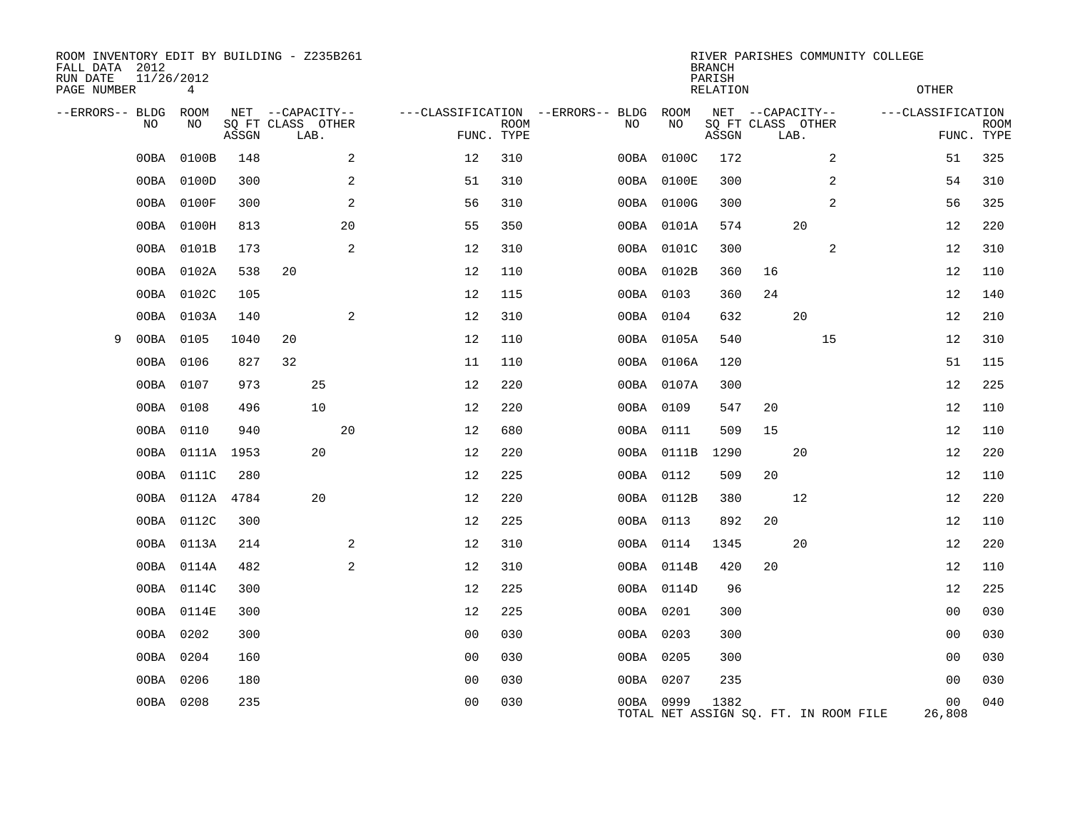ROOM INVENTORY EDIT BY BUILDING - Z235B261
FALL DATA 2012
RUN DATE 11/26/2012
PAGE NUMBER 4

RIVER PARISHES COMMUNITY COLLEGE
BRANCH
PARISH
RELATION
OTHER

| --ERRORS-- | BLDG NO | ROOM NO | NET SQ FT ASSGN | CAPACITY CLASS | CAPACITY LAB. | CAPACITY OTHER | CLASSIFICATION FUNC. | ROOM TYPE | --ERRORS-- | BLDG NO | ROOM NO | NET SQ FT ASSGN | CAPACITY CLASS | CAPACITY LAB. | CAPACITY OTHER | CLASSIFICATION FUNC. | ROOM TYPE |
|---|---|---|---|---|---|---|---|---|---|---|---|---|---|---|---|---|---|
| | 0OBA | 0100B | 148 | | | 2 | 12 | 310 | | 0OBA | 0100C | 172 | | | 2 | 51 | 325 |
| | 0OBA | 0100D | 300 | | | 2 | 51 | 310 | | 0OBA | 0100E | 300 | | | 2 | 54 | 310 |
| | 0OBA | 0100F | 300 | | | 2 | 56 | 310 | | 0OBA | 0100G | 300 | | | 2 | 56 | 325 |
| | 0OBA | 0100H | 813 | | | 20 | 55 | 350 | | 0OBA | 0101A | 574 | | 20 | | 12 | 220 |
| | 0OBA | 0101B | 173 | | | 2 | 12 | 310 | | 0OBA | 0101C | 300 | | | 2 | 12 | 310 |
| | 0OBA | 0102A | 538 | 20 | | | 12 | 110 | | 0OBA | 0102B | 360 | 16 | | | 12 | 110 |
| | 0OBA | 0102C | 105 | | | | 12 | 115 | | 0OBA | 0103 | 360 | 24 | | | 12 | 140 |
| | 0OBA | 0103A | 140 | | | 2 | 12 | 310 | | 0OBA | 0104 | 632 | | 20 | | 12 | 210 |
| 9 | 0OBA | 0105 | 1040 | 20 | | | 12 | 110 | | 0OBA | 0105A | 540 | | | 15 | 12 | 310 |
| | 0OBA | 0106 | 827 | 32 | | | 11 | 110 | | 0OBA | 0106A | 120 | | | | 51 | 115 |
| | 0OBA | 0107 | 973 | | 25 | | 12 | 220 | | 0OBA | 0107A | 300 | | | | 12 | 225 |
| | 0OBA | 0108 | 496 | | 10 | | 12 | 220 | | 0OBA | 0109 | 547 | 20 | | | 12 | 110 |
| | 0OBA | 0110 | 940 | | | 20 | 12 | 680 | | 0OBA | 0111 | 509 | 15 | | | 12 | 110 |
| | 0OBA | 0111A | 1953 | | 20 | | 12 | 220 | | 0OBA | 0111B | 1290 | | 20 | | 12 | 220 |
| | 0OBA | 0111C | 280 | | | | 12 | 225 | | 0OBA | 0112 | 509 | 20 | | | 12 | 110 |
| | 0OBA | 0112A | 4784 | | 20 | | 12 | 220 | | 0OBA | 0112B | 380 | | 12 | | 12 | 220 |
| | 0OBA | 0112C | 300 | | | | 12 | 225 | | 0OBA | 0113 | 892 | 20 | | | 12 | 110 |
| | 0OBA | 0113A | 214 | | | 2 | 12 | 310 | | 0OBA | 0114 | 1345 | | 20 | | 12 | 220 |
| | 0OBA | 0114A | 482 | | | 2 | 12 | 310 | | 0OBA | 0114B | 420 | 20 | | | 12 | 110 |
| | 0OBA | 0114C | 300 | | | | 12 | 225 | | 0OBA | 0114D | 96 | | | | 12 | 225 |
| | 0OBA | 0114E | 300 | | | | 12 | 225 | | 0OBA | 0201 | 300 | | | | 00 | 030 |
| | 0OBA | 0202 | 300 | | | | 00 | 030 | | 0OBA | 0203 | 300 | | | | 00 | 030 |
| | 0OBA | 0204 | 160 | | | | 00 | 030 | | 0OBA | 0205 | 300 | | | | 00 | 030 |
| | 0OBA | 0206 | 180 | | | | 00 | 030 | | 0OBA | 0207 | 235 | | | | 00 | 030 |
| | 0OBA | 0208 | 235 | | | | 00 | 030 | | 0OBA | 0999 | 1382 | | | | 00 | 040 |

TOTAL NET ASSIGN SQ. FT. IN ROOM FILE 26,808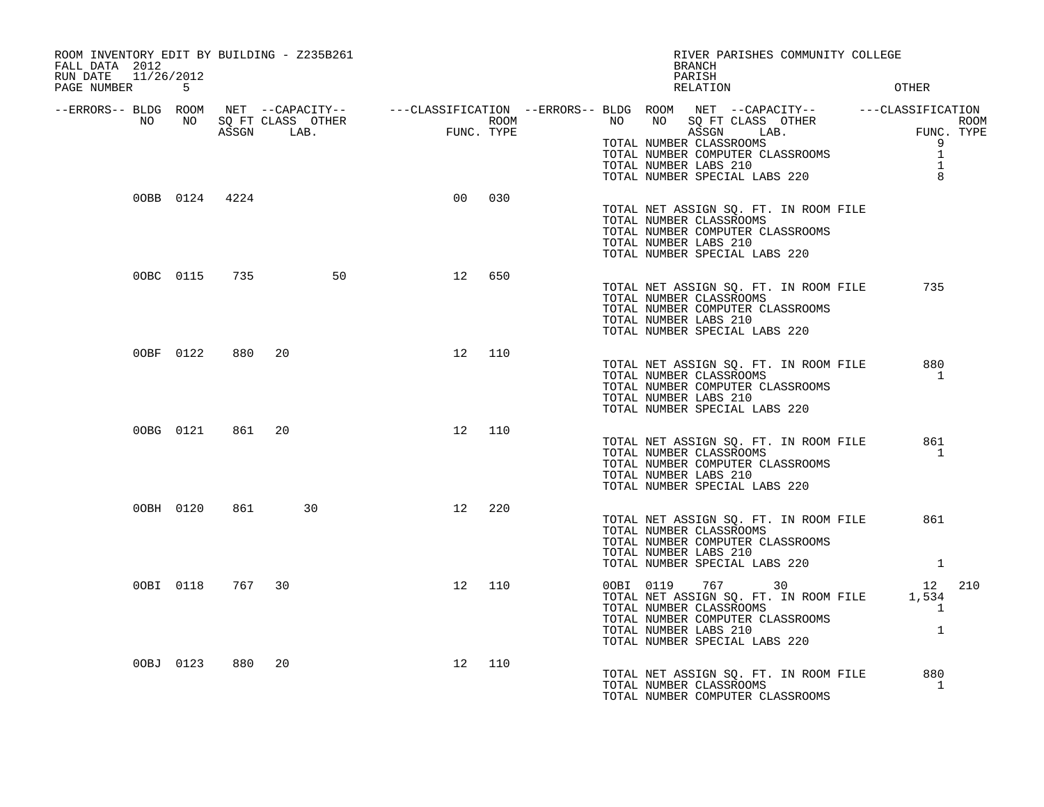ROOM INVENTORY EDIT BY BUILDING - Z235B261
FALL DATA 2012
RUN DATE 11/26/2012

RIVER PARISHES COMMUNITY COLLEGE
BRANCH
PARISH
RELATION — OTHER

| --ERRORS-- | BLDG NO | ROOM NO | NET SQ FT ASSGN | --CAPACITY-- CLASS | LAB. | OTHER | ---CLASSIFICATION FUNC. | ROOM TYPE | --ERRORS-- | BLDG NO | ROOM NO | NET SQ FT ASSGN | --CAPACITY-- CLASS | LAB. | OTHER | ---CLASSIFICATION FUNC. | ROOM TYPE |
|---|---|---|---|---|---|---|---|---|---|---|---|---|---|---|---|---|---|
| | | | | | | | | | | TOTAL NUMBER CLASSROOMS | | | | | | 9 | |
| | | | | | | | | | | TOTAL NUMBER COMPUTER CLASSROOMS | | | | | | 1 | |
| | | | | | | | | | | TOTAL NUMBER LABS 210 | | | | | | 1 | |
| | | | | | | | | | | TOTAL NUMBER SPECIAL LABS 220 | | | | | | 8 | |
| | 0OBB | 0124 | 4224 | | | | 00 | 030 | | | | | | | | | |
| | | | | | | | | | | TOTAL NET ASSIGN SQ. FT. IN ROOM FILE | | | | | | | |
| | | | | | | | | | | TOTAL NUMBER CLASSROOMS | | | | | | | |
| | | | | | | | | | | TOTAL NUMBER COMPUTER CLASSROOMS | | | | | | | |
| | | | | | | | | | | TOTAL NUMBER LABS 210 | | | | | | | |
| | | | | | | | | | | TOTAL NUMBER SPECIAL LABS 220 | | | | | | | |
| | 0OBC | 0115 | 735 | | | 50 | 12 | 650 | | | | | | | | | |
| | | | | | | | | | | TOTAL NET ASSIGN SQ. FT. IN ROOM FILE | | | | | | 735 | |
| | | | | | | | | | | TOTAL NUMBER CLASSROOMS | | | | | | | |
| | | | | | | | | | | TOTAL NUMBER COMPUTER CLASSROOMS | | | | | | | |
| | | | | | | | | | | TOTAL NUMBER LABS 210 | | | | | | | |
| | | | | | | | | | | TOTAL NUMBER SPECIAL LABS 220 | | | | | | | |
| | 0OBF | 0122 | 880 | 20 | | | 12 | 110 | | | | | | | | | |
| | | | | | | | | | | TOTAL NET ASSIGN SQ. FT. IN ROOM FILE | | | | | | 880 | |
| | | | | | | | | | | TOTAL NUMBER CLASSROOMS | | | | | | 1 | |
| | | | | | | | | | | TOTAL NUMBER COMPUTER CLASSROOMS | | | | | | | |
| | | | | | | | | | | TOTAL NUMBER LABS 210 | | | | | | | |
| | | | | | | | | | | TOTAL NUMBER SPECIAL LABS 220 | | | | | | | |
| | 0OBG | 0121 | 861 | 20 | | | 12 | 110 | | | | | | | | | |
| | | | | | | | | | | TOTAL NET ASSIGN SQ. FT. IN ROOM FILE | | | | | | 861 | |
| | | | | | | | | | | TOTAL NUMBER CLASSROOMS | | | | | | 1 | |
| | | | | | | | | | | TOTAL NUMBER COMPUTER CLASSROOMS | | | | | | | |
| | | | | | | | | | | TOTAL NUMBER LABS 210 | | | | | | | |
| | | | | | | | | | | TOTAL NUMBER SPECIAL LABS 220 | | | | | | | |
| | 0OBH | 0120 | 861 | | 30 | | 12 | 220 | | | | | | | | | |
| | | | | | | | | | | TOTAL NET ASSIGN SQ. FT. IN ROOM FILE | | | | | | 861 | |
| | | | | | | | | | | TOTAL NUMBER CLASSROOMS | | | | | | | |
| | | | | | | | | | | TOTAL NUMBER COMPUTER CLASSROOMS | | | | | | | |
| | | | | | | | | | | TOTAL NUMBER LABS 210 | | | | | | | |
| | | | | | | | | | | TOTAL NUMBER SPECIAL LABS 220 | | | | | | 1 | |
| | 0OBI | 0118 | 767 | 30 | | | 12 | 110 | | 0OBI | 0119 | 767 | | 30 | | 12 | 210 |
| | | | | | | | | | | TOTAL NET ASSIGN SQ. FT. IN ROOM FILE | | | | | | 1,534 | |
| | | | | | | | | | | TOTAL NUMBER CLASSROOMS | | | | | | 1 | |
| | | | | | | | | | | TOTAL NUMBER COMPUTER CLASSROOMS | | | | | | | |
| | | | | | | | | | | TOTAL NUMBER LABS 210 | | | | | | 1 | |
| | | | | | | | | | | TOTAL NUMBER SPECIAL LABS 220 | | | | | | | |
| | 0OBJ | 0123 | 880 | 20 | | | 12 | 110 | | | | | | | | | |
| | | | | | | | | | | TOTAL NET ASSIGN SQ. FT. IN ROOM FILE | | | | | | 880 | |
| | | | | | | | | | | TOTAL NUMBER CLASSROOMS | | | | | | 1 | |
| | | | | | | | | | | TOTAL NUMBER COMPUTER CLASSROOMS | | | | | | | |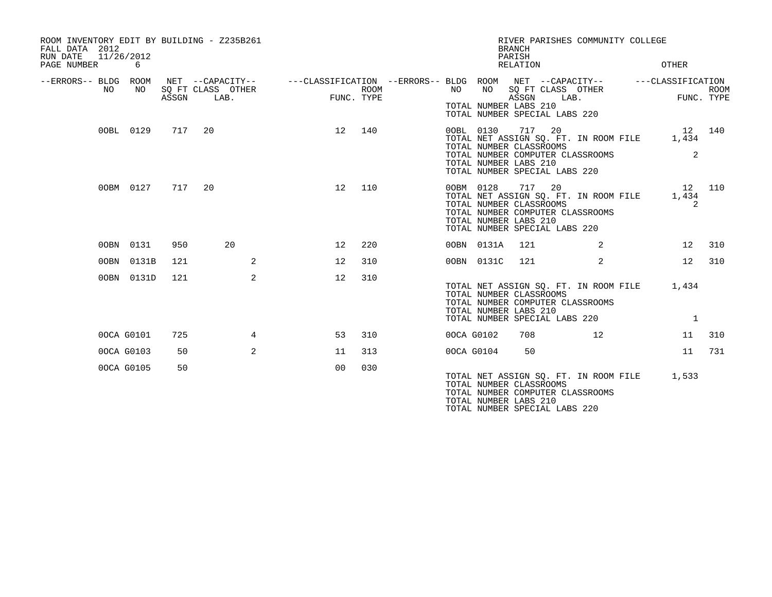ROOM INVENTORY EDIT BY BUILDING - Z235B261
FALL DATA 2012
RUN DATE 11/26/2012

RIVER PARISHES COMMUNITY COLLEGE
BRANCH
PARISH
RELATION
OTHER

| --ERRORS-- | BLDG NO | ROOM NO | NET SQ FT ASSGN | --CAPACITY-- CLASS | LAB. | OTHER | ---CLASSIFICATION FUNC. | ROOM TYPE | --ERRORS-- | BLDG NO | ROOM NO | NET SQ FT ASSGN | --CAPACITY-- CLASS | LAB. | OTHER | ---CLASSIFICATION FUNC. | ROOM TYPE |
|---|---|---|---|---|---|---|---|---|---|---|---|---|---|---|---|---|---|
| | | | | | | | | | | TOTAL NUMBER LABS 210 | | | | | | | |
| | | | | | | | | | | TOTAL NUMBER SPECIAL LABS 220 | | | | | | | |
| | 0OBL | 0129 | 717 | 20 | | | 12 | 140 | | 0OBL | 0130 | 717 | 20 | | | 12 | 140 |
| | | | | | | | | | | TOTAL NET ASSIGN SQ. FT. IN ROOM FILE | | | | | | 1,434 | |
| | | | | | | | | | | TOTAL NUMBER CLASSROOMS | | | | | | | |
| | | | | | | | | | | TOTAL NUMBER COMPUTER CLASSROOMS | | | | | | 2 | |
| | | | | | | | | | | TOTAL NUMBER LABS 210 | | | | | | | |
| | | | | | | | | | | TOTAL NUMBER SPECIAL LABS 220 | | | | | | | |
| | 0OBM | 0127 | 717 | 20 | | | 12 | 110 | | 0OBM | 0128 | 717 | 20 | | | 12 | 110 |
| | | | | | | | | | | TOTAL NET ASSIGN SQ. FT. IN ROOM FILE | | | | | | 1,434 | |
| | | | | | | | | | | TOTAL NUMBER CLASSROOMS | | | | | | 2 | |
| | | | | | | | | | | TOTAL NUMBER COMPUTER CLASSROOMS | | | | | | | |
| | | | | | | | | | | TOTAL NUMBER LABS 210 | | | | | | | |
| | | | | | | | | | | TOTAL NUMBER SPECIAL LABS 220 | | | | | | | |
| | 0OBN | 0131 | 950 | | 20 | | 12 | 220 | | 0OBN | 0131A | 121 | | | 2 | 12 | 310 |
| | 0OBN | 0131B | 121 | | | 2 | 12 | 310 | | 0OBN | 0131C | 121 | | | 2 | 12 | 310 |
| | 0OBN | 0131D | 121 | | | 2 | 12 | 310 | | | | | | | | | |
| | | | | | | | | | | TOTAL NET ASSIGN SQ. FT. IN ROOM FILE | | | | | | 1,434 | |
| | | | | | | | | | | TOTAL NUMBER CLASSROOMS | | | | | | | |
| | | | | | | | | | | TOTAL NUMBER COMPUTER CLASSROOMS | | | | | | | |
| | | | | | | | | | | TOTAL NUMBER LABS 210 | | | | | | | |
| | | | | | | | | | | TOTAL NUMBER SPECIAL LABS 220 | | | | | | 1 | |
| | 0OCA | G0101 | 725 | | | 4 | 53 | 310 | | 0OCA | G0102 | 708 | | | 12 | 11 | 310 |
| | 0OCA | G0103 | 50 | | | 2 | 11 | 313 | | 0OCA | G0104 | 50 | | | | 11 | 731 |
| | 0OCA | G0105 | 50 | | | | 00 | 030 | | | | | | | | | |
| | | | | | | | | | | TOTAL NET ASSIGN SQ. FT. IN ROOM FILE | | | | | | 1,533 | |
| | | | | | | | | | | TOTAL NUMBER CLASSROOMS | | | | | | | |
| | | | | | | | | | | TOTAL NUMBER COMPUTER CLASSROOMS | | | | | | | |
| | | | | | | | | | | TOTAL NUMBER LABS 210 | | | | | | | |
| | | | | | | | | | | TOTAL NUMBER SPECIAL LABS 220 | | | | | | | |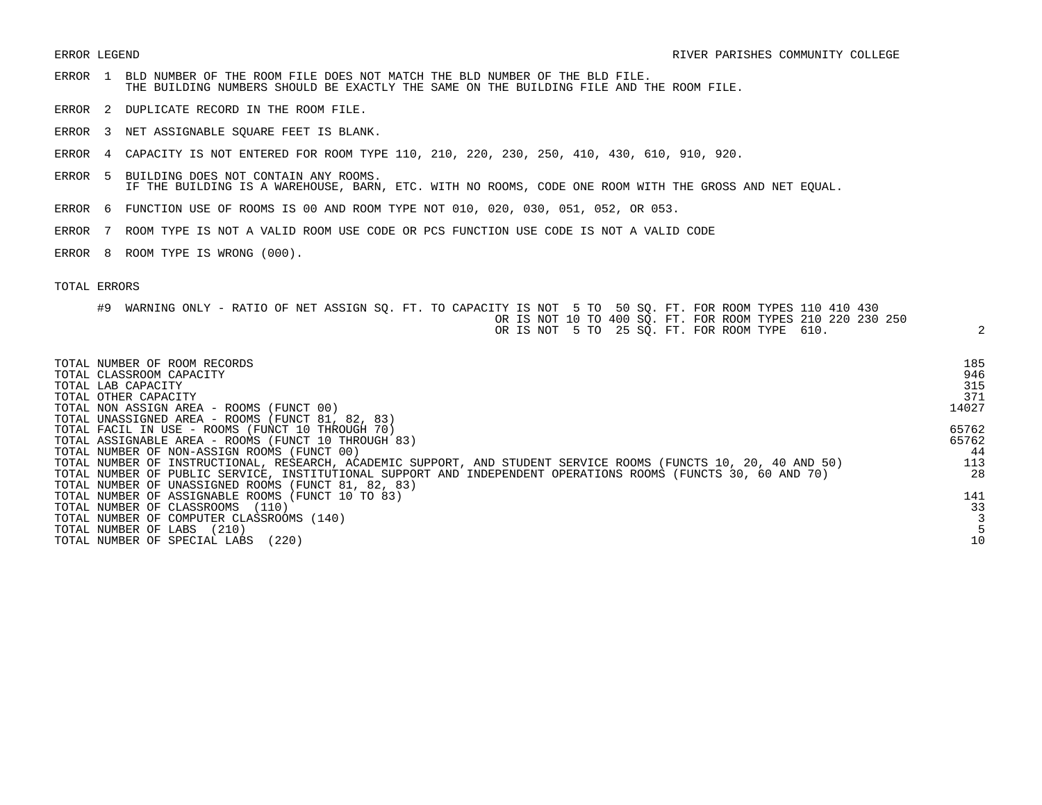ERROR LEGEND

RIVER PARISHES COMMUNITY COLLEGE

ERROR 1 BLD NUMBER OF THE ROOM FILE DOES NOT MATCH THE BLD NUMBER OF THE BLD FILE.
THE BUILDING NUMBERS SHOULD BE EXACTLY THE SAME ON THE BUILDING FILE AND THE ROOM FILE.

ERROR 2 DUPLICATE RECORD IN THE ROOM FILE.

ERROR 3 NET ASSIGNABLE SQUARE FEET IS BLANK.

ERROR 4 CAPACITY IS NOT ENTERED FOR ROOM TYPE 110, 210, 220, 230, 250, 410, 430, 610, 910, 920.

ERROR 5 BUILDING DOES NOT CONTAIN ANY ROOMS.
IF THE BUILDING IS A WAREHOUSE, BARN, ETC. WITH NO ROOMS, CODE ONE ROOM WITH THE GROSS AND NET EQUAL.

ERROR 6 FUNCTION USE OF ROOMS IS 00 AND ROOM TYPE NOT 010, 020, 030, 051, 052, OR 053.

ERROR 7 ROOM TYPE IS NOT A VALID ROOM USE CODE OR PCS FUNCTION USE CODE IS NOT A VALID CODE

ERROR 8 ROOM TYPE IS WRONG (000).

TOTAL ERRORS

| | |
|---|---|
| #9 WARNING ONLY - RATIO OF NET ASSIGN SQ. FT. TO CAPACITY IS NOT 5 TO 50 SQ. FT. FOR ROOM TYPES 110 410 430 OR IS NOT 10 TO 400 SQ. FT. FOR ROOM TYPES 210 220 230 250 OR IS NOT 5 TO 25 SQ. FT. FOR ROOM TYPE 610. | 2 |

| | |
|---|---|
| TOTAL NUMBER OF ROOM RECORDS | 185 |
| TOTAL CLASSROOM CAPACITY | 946 |
| TOTAL LAB CAPACITY | 315 |
| TOTAL OTHER CAPACITY | 371 |
| TOTAL NON ASSIGN AREA - ROOMS (FUNCT 00) | 14027 |
| TOTAL UNASSIGNED AREA - ROOMS (FUNCT 81, 82, 83) | |
| TOTAL FACIL IN USE - ROOMS (FUNCT 10 THROUGH 70) | 65762 |
| TOTAL ASSIGNABLE AREA - ROOMS (FUNCT 10 THROUGH 83) | 65762 |
| TOTAL NUMBER OF NON-ASSIGN ROOMS (FUNCT 00) | 44 |
| TOTAL NUMBER OF INSTRUCTIONAL, RESEARCH, ACADEMIC SUPPORT, AND STUDENT SERVICE ROOMS (FUNCTS 10, 20, 40 AND 50) | 113 |
| TOTAL NUMBER OF PUBLIC SERVICE, INSTITUTIONAL SUPPORT AND INDEPENDENT OPERATIONS ROOMS (FUNCTS 30, 60 AND 70) | 28 |
| TOTAL NUMBER OF UNASSIGNED ROOMS (FUNCT 81, 82, 83) | |
| TOTAL NUMBER OF ASSIGNABLE ROOMS (FUNCT 10 TO 83) | 141 |
| TOTAL NUMBER OF CLASSROOMS (110) | 33 |
| TOTAL NUMBER OF COMPUTER CLASSROOMS (140) | 3 |
| TOTAL NUMBER OF LABS (210) | 5 |
| TOTAL NUMBER OF SPECIAL LABS (220) | 10 |